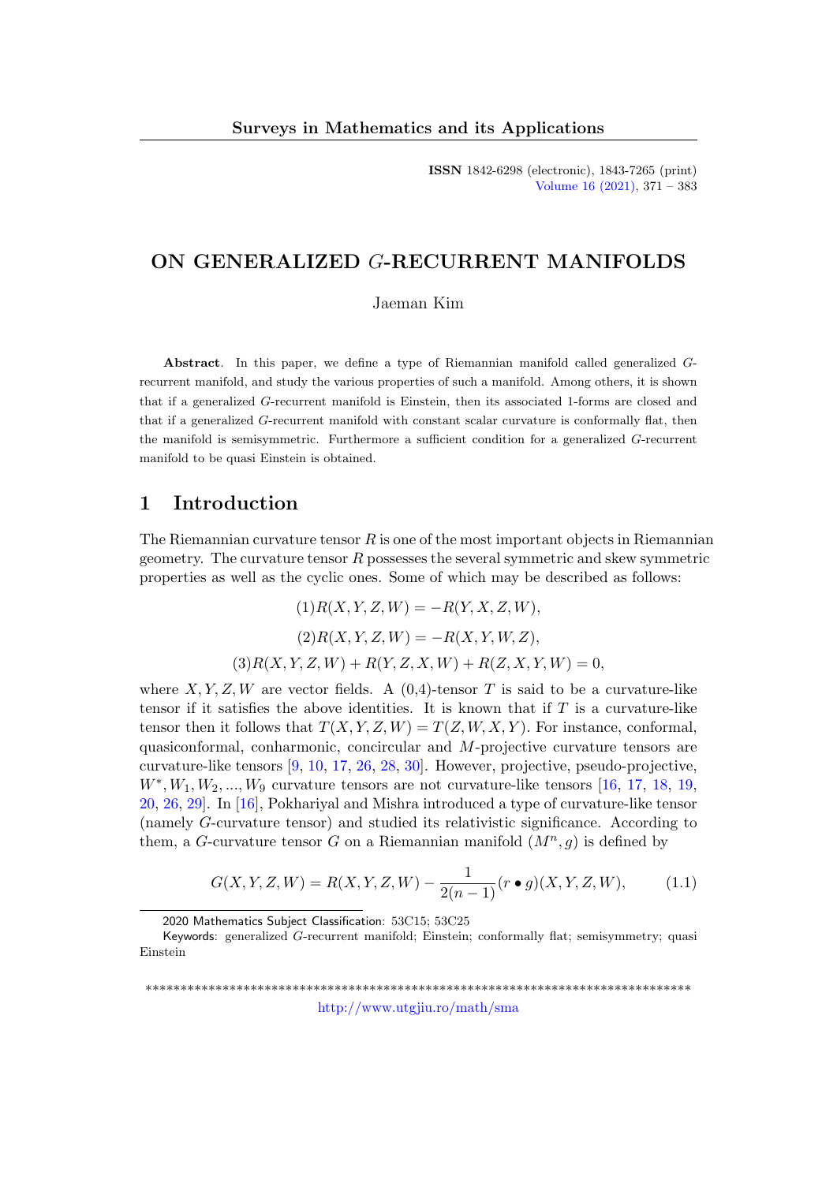# ON GENERALIZED $G$-RECURRENT MANIFOLDS

Jaeman Kim

**Abstract**. In this paper, we define a type of Riemannian manifold called generalized $G$-recurrent manifold, and study the various properties of such a manifold. Among others, it is shown that if a generalized $G$-recurrent manifold is Einstein, then its associated 1-forms are closed and that if a generalized $G$-recurrent manifold with constant scalar curvature is conformally flat, then the manifold is semisymmetric. Furthermore a sufficient condition for a generalized $G$-recurrent manifold to be quasi Einstein is obtained.

## 1 Introduction

The Riemannian curvature tensor $R$ is one of the most important objects in Riemannian geometry. The curvature tensor $R$ possesses the several symmetric and skew symmetric properties as well as the cyclic ones. Some of which may be described as follows:

$$(1)R(X,Y,Z,W) = -R(Y,X,Z,W),$$

$$(2)R(X,Y,Z,W) = -R(X,Y,W,Z),$$

$$(3)R(X,Y,Z,W) + R(Y,Z,X,W) + R(Z,X,Y,W) = 0,$$

where $X, Y, Z, W$ are vector fields. A (0,4)-tensor $T$ is said to be a curvature-like tensor if it satisfies the above identities. It is known that if $T$ is a curvature-like tensor then it follows that $T(X,Y,Z,W) = T(Z,W,X,Y)$. For instance, conformal, quasiconformal, conharmonic, concircular and $M$-projective curvature tensors are curvature-like tensors [9, 10, 17, 26, 28, 30]. However, projective, pseudo-projective, $W^*, W_1, W_2, ..., W_9$ curvature tensors are not curvature-like tensors [16, 17, 18, 19, 20, 26, 29]. In [16], Pokhariyal and Mishra introduced a type of curvature-like tensor (namely $G$-curvature tensor) and studied its relativistic significance. According to them, a $G$-curvature tensor $G$ on a Riemannian manifold $(M^n, g)$ is defined by

$$G(X,Y,Z,W) = R(X,Y,Z,W) - \frac{1}{2(n-1)}(r \bullet g)(X,Y,Z,W), \tag{1.1}$$

2020 Mathematics Subject Classification: 53C15; 53C25

Keywords: generalized $G$-recurrent manifold; Einstein; conformally flat; semisymmetry; quasi Einstein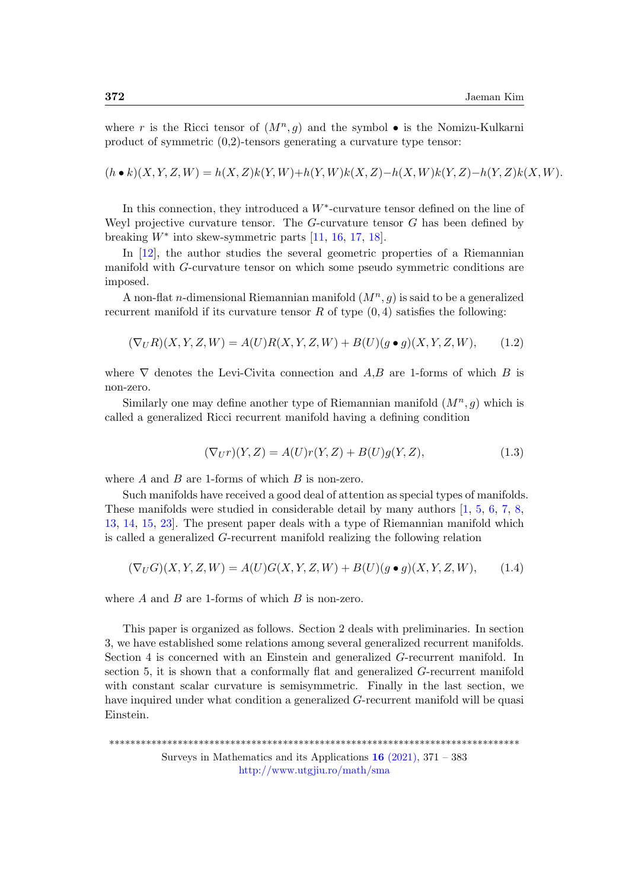where $r$ is the Ricci tensor of $(M^n, g)$ and the symbol $\bullet$ is the Nomizu-Kulkarni product of symmetric (0,2)-tensors generating a curvature type tensor:

$$(h \bullet k)(X, Y, Z, W) = h(X, Z)k(Y, W) + h(Y, W)k(X, Z) - h(X, W)k(Y, Z) - h(Y, Z)k(X, W).$$

In this connection, they introduced a $W^*$-curvature tensor defined on the line of Weyl projective curvature tensor. The $G$-curvature tensor $G$ has been defined by breaking $W^*$ into skew-symmetric parts [11, 16, 17, 18].

In [12], the author studies the several geometric properties of a Riemannian manifold with $G$-curvature tensor on which some pseudo symmetric conditions are imposed.

A non-flat $n$-dimensional Riemannian manifold $(M^n, g)$ is said to be a generalized recurrent manifold if its curvature tensor $R$ of type $(0, 4)$ satisfies the following:

$$(\nabla_U R)(X, Y, Z, W) = A(U)R(X, Y, Z, W) + B(U)(g \bullet g)(X, Y, Z, W), \tag{1.2}$$

where $\nabla$ denotes the Levi-Civita connection and $A$,$B$ are 1-forms of which $B$ is non-zero.

Similarly one may define another type of Riemannian manifold $(M^n, g)$ which is called a generalized Ricci recurrent manifold having a defining condition

$$(\nabla_U r)(Y, Z) = A(U)r(Y, Z) + B(U)g(Y, Z), \tag{1.3}$$

where $A$ and $B$ are 1-forms of which $B$ is non-zero.

Such manifolds have received a good deal of attention as special types of manifolds. These manifolds were studied in considerable detail by many authors [1, 5, 6, 7, 8, 13, 14, 15, 23]. The present paper deals with a type of Riemannian manifold which is called a generalized $G$-recurrent manifold realizing the following relation

$$(\nabla_U G)(X, Y, Z, W) = A(U)G(X, Y, Z, W) + B(U)(g \bullet g)(X, Y, Z, W), \tag{1.4}$$

where $A$ and $B$ are 1-forms of which $B$ is non-zero.

This paper is organized as follows. Section 2 deals with preliminaries. In section 3, we have established some relations among several generalized recurrent manifolds. Section 4 is concerned with an Einstein and generalized $G$-recurrent manifold. In section 5, it is shown that a conformally flat and generalized $G$-recurrent manifold with constant scalar curvature is semisymmetric. Finally in the last section, we have inquired under what condition a generalized $G$-recurrent manifold will be quasi Einstein.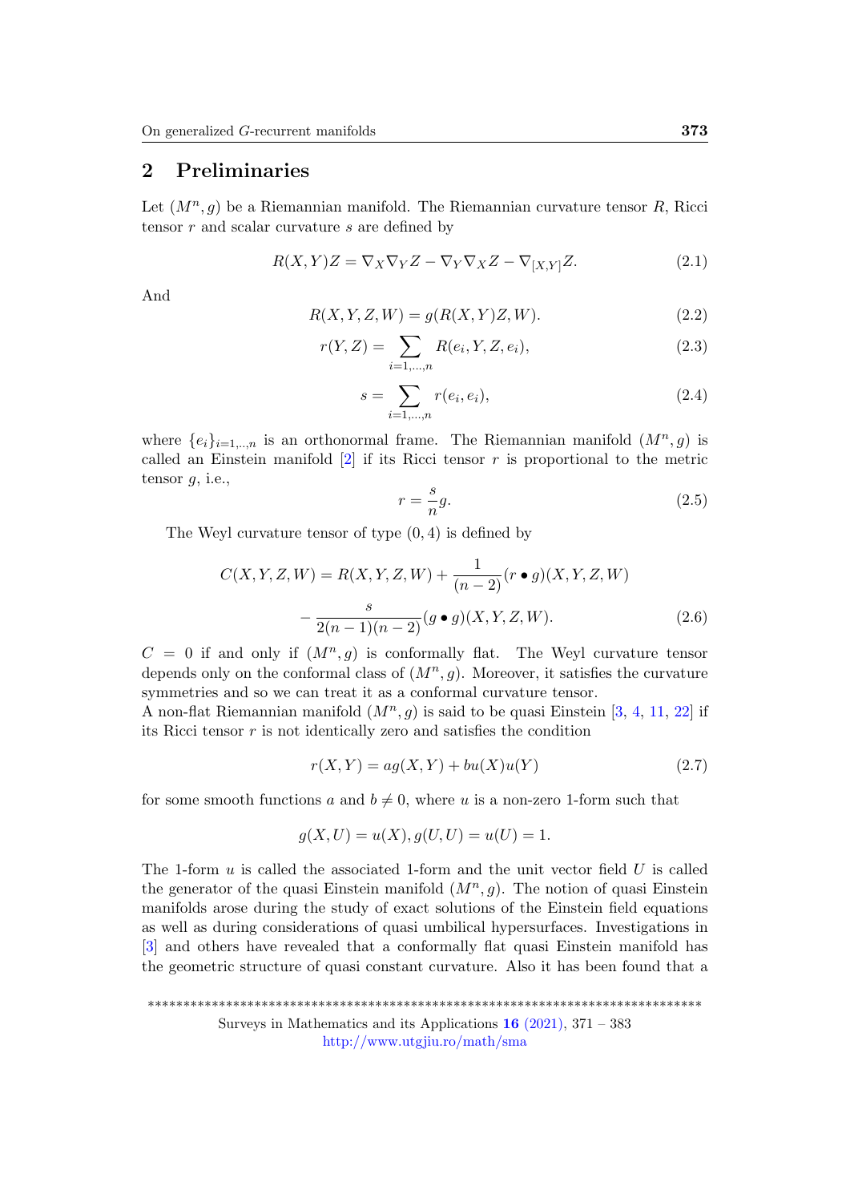## 2 Preliminaries

Let $(M^n, g)$ be a Riemannian manifold. The Riemannian curvature tensor $R$, Ricci tensor $r$ and scalar curvature $s$ are defined by

$$R(X,Y)Z = \nabla_X \nabla_Y Z - \nabla_Y \nabla_X Z - \nabla_{[X,Y]} Z. \tag{2.1}$$

And

$$R(X,Y,Z,W) = g(R(X,Y)Z, W). \tag{2.2}$$

$$r(Y,Z) = \sum_{i=1,\dots,n} R(e_i, Y, Z, e_i), \tag{2.3}$$

$$s = \sum_{i=1,\dots,n} r(e_i, e_i), \tag{2.4}$$

where $\{e_i\}_{i=1,..,n}$ is an orthonormal frame. The Riemannian manifold $(M^n, g)$ is called an Einstein manifold [2] if its Ricci tensor $r$ is proportional to the metric tensor $g$, i.e.,

$$r = \frac{s}{n} g. \tag{2.5}$$

The Weyl curvature tensor of type $(0,4)$ is defined by

$$\begin{aligned} C(X,Y,Z,W) = R(X,Y,Z,W) &+ \frac{1}{(n-2)} (r \bullet g)(X,Y,Z,W) \\ &- \frac{s}{2(n-1)(n-2)} (g \bullet g)(X,Y,Z,W). \end{aligned} \tag{2.6}$$

$C = 0$ if and only if $(M^n, g)$ is conformally flat. The Weyl curvature tensor depends only on the conformal class of $(M^n, g)$. Moreover, it satisfies the curvature symmetries and so we can treat it as a conformal curvature tensor.
A non-flat Riemannian manifold $(M^n, g)$ is said to be quasi Einstein [3, 4, 11, 22] if its Ricci tensor $r$ is not identically zero and satisfies the condition

$$r(X,Y) = a g(X,Y) + b u(X) u(Y) \tag{2.7}$$

for some smooth functions $a$ and $b \neq 0$, where $u$ is a non-zero 1-form such that

$$g(X,U) = u(X), g(U,U) = u(U) = 1.$$

The 1-form $u$ is called the associated 1-form and the unit vector field $U$ is called the generator of the quasi Einstein manifold $(M^n, g)$. The notion of quasi Einstein manifolds arose during the study of exact solutions of the Einstein field equations as well as during considerations of quasi umbilical hypersurfaces. Investigations in [3] and others have revealed that a conformally flat quasi Einstein manifold has the geometric structure of quasi constant curvature. Also it has been found that a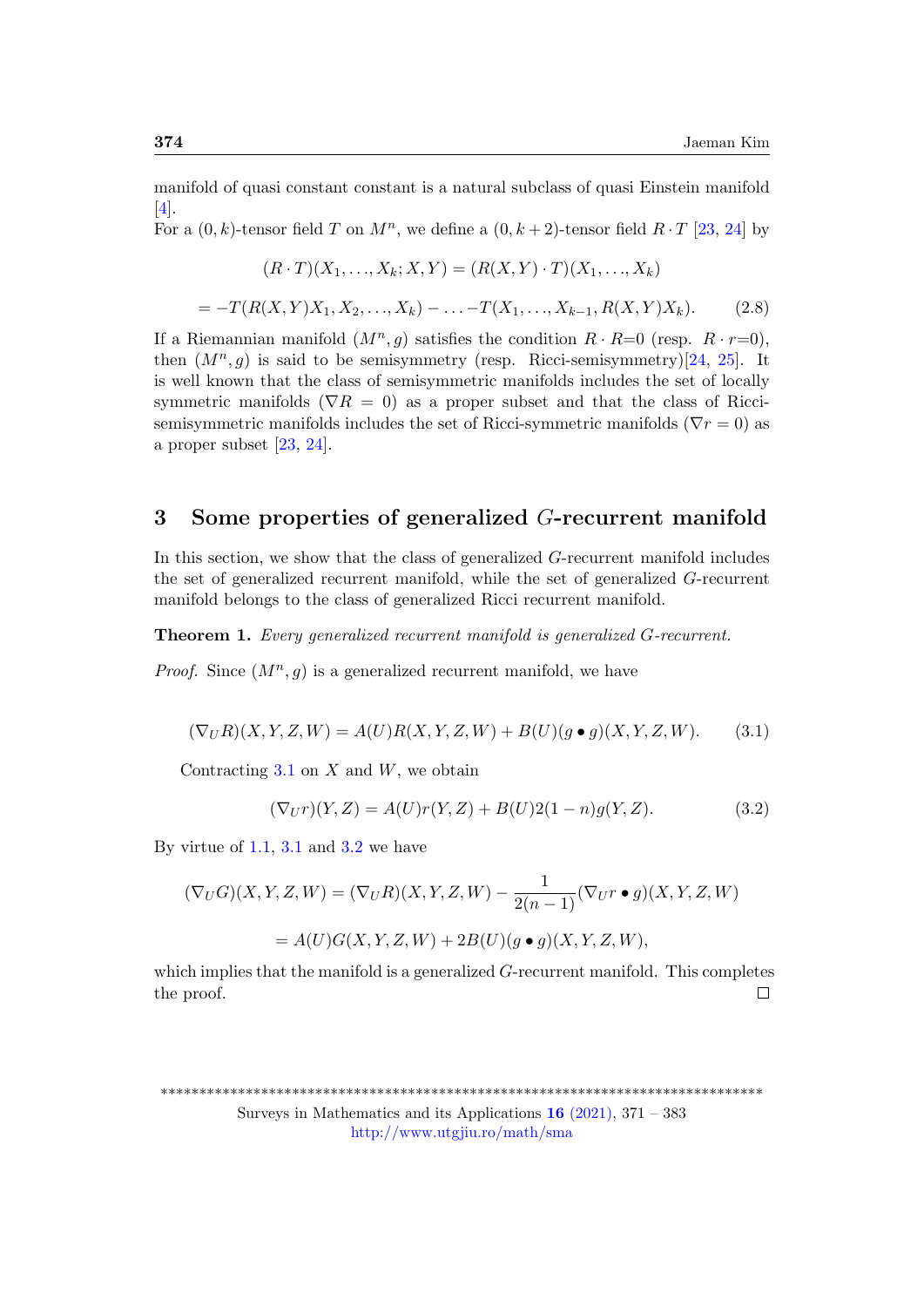manifold of quasi constant constant is a natural subclass of quasi Einstein manifold [4].

For a $(0,k)$-tensor field $T$ on $M^n$, we define a $(0,k+2)$-tensor field $R\cdot T$ [23, 24] by

$$(R\cdot T)(X_1,\ldots,X_k;X,Y) = (R(X,Y)\cdot T)(X_1,\ldots,X_k)$$

$$= -T(R(X,Y)X_1,X_2,\ldots,X_k) - \ldots - T(X_1,\ldots,X_{k-1},R(X,Y)X_k). \tag{2.8}$$

If a Riemannian manifold $(M^n,g)$ satisfies the condition $R\cdot R=0$ (resp. $R\cdot r=0$), then $(M^n,g)$ is said to be semisymmetry (resp. Ricci-semisymmetry)[24, 25]. It is well known that the class of semisymmetric manifolds includes the set of locally symmetric manifolds ($\nabla R = 0$) as a proper subset and that the class of Ricci-semisymmetric manifolds includes the set of Ricci-symmetric manifolds ($\nabla r = 0$) as a proper subset [23, 24].

## 3 Some properties of generalized $G$-recurrent manifold

In this section, we show that the class of generalized $G$-recurrent manifold includes the set of generalized recurrent manifold, while the set of generalized $G$-recurrent manifold belongs to the class of generalized Ricci recurrent manifold.

**Theorem 1.** *Every generalized recurrent manifold is generalized $G$-recurrent.*

*Proof.* Since $(M^n,g)$ is a generalized recurrent manifold, we have

$$(\nabla_U R)(X,Y,Z,W) = A(U)R(X,Y,Z,W) + B(U)(g\bullet g)(X,Y,Z,W). \tag{3.1}$$

Contracting 3.1 on $X$ and $W$, we obtain

$$(\nabla_U r)(Y,Z) = A(U)r(Y,Z) + B(U)2(1-n)g(Y,Z). \tag{3.2}$$

By virtue of 1.1, 3.1 and 3.2 we have

$$(\nabla_U G)(X,Y,Z,W) = (\nabla_U R)(X,Y,Z,W) - \frac{1}{2(n-1)}(\nabla_U r\bullet g)(X,Y,Z,W)$$

$$= A(U)G(X,Y,Z,W) + 2B(U)(g\bullet g)(X,Y,Z,W),$$

which implies that the manifold is a generalized $G$-recurrent manifold. This completes the proof. ∎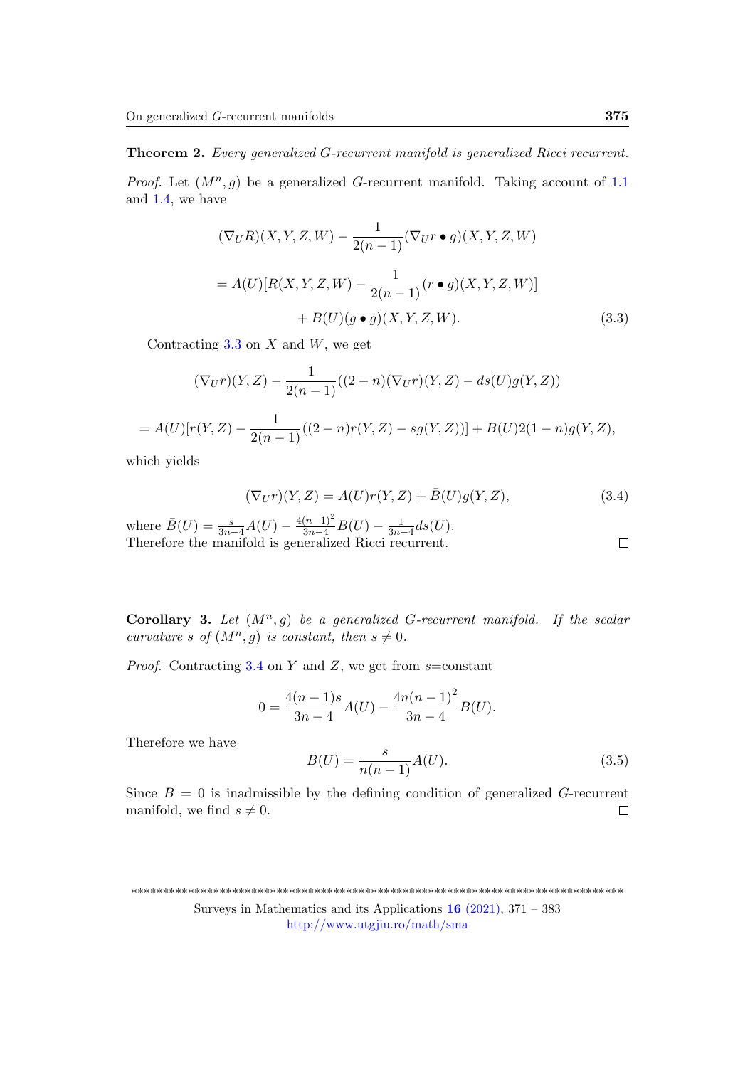**Theorem 2.** *Every generalized $G$-recurrent manifold is generalized Ricci recurrent.*

*Proof.* Let $(M^n, g)$ be a generalized $G$-recurrent manifold. Taking account of 1.1 and 1.4, we have

$$(\nabla_U R)(X,Y,Z,W) - \frac{1}{2(n-1)}(\nabla_U r \bullet g)(X,Y,Z,W)$$

$$= A(U)[R(X,Y,Z,W) - \frac{1}{2(n-1)}(r \bullet g)(X,Y,Z,W)]$$

$$+ B(U)(g \bullet g)(X,Y,Z,W). \tag{3.3}$$

Contracting 3.3 on $X$ and $W$, we get

$$(\nabla_U r)(Y,Z) - \frac{1}{2(n-1)}((2-n)(\nabla_U r)(Y,Z) - ds(U)g(Y,Z))$$

$$= A(U)[r(Y,Z) - \frac{1}{2(n-1)}((2-n)r(Y,Z) - sg(Y,Z))] + B(U)2(1-n)g(Y,Z),$$

which yields

$$(\nabla_U r)(Y,Z) = A(U)r(Y,Z) + \bar{B}(U)g(Y,Z), \tag{3.4}$$

where $\bar{B}(U) = \frac{s}{3n-4}A(U) - \frac{4(n-1)^2}{3n-4}B(U) - \frac{1}{3n-4}ds(U)$.
Therefore the manifold is generalized Ricci recurrent. □

**Corollary 3.** *Let $(M^n, g)$ be a generalized $G$-recurrent manifold. If the scalar curvature $s$ of $(M^n, g)$ is constant, then $s \neq 0$.*

*Proof.* Contracting 3.4 on $Y$ and $Z$, we get from $s$=constant

$$0 = \frac{4(n-1)s}{3n-4}A(U) - \frac{4n(n-1)^2}{3n-4}B(U).$$

Therefore we have

$$B(U) = \frac{s}{n(n-1)}A(U). \tag{3.5}$$

Since $B = 0$ is inadmissible by the defining condition of generalized $G$-recurrent manifold, we find $s \neq 0$. □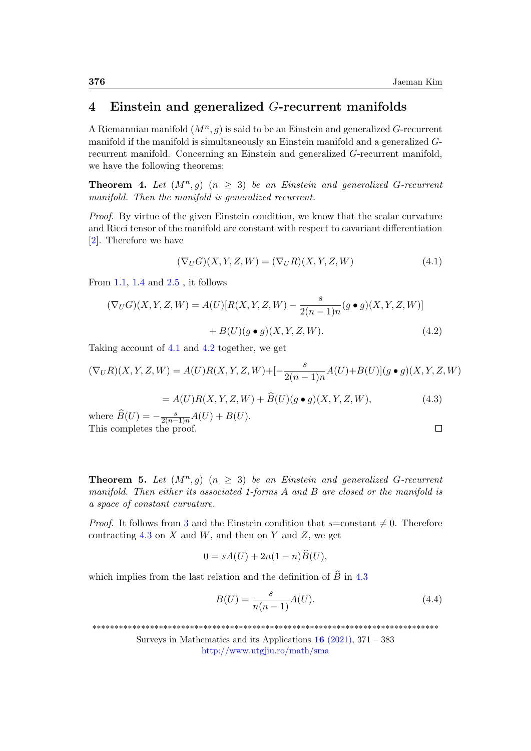## 4 Einstein and generalized $G$-recurrent manifolds

A Riemannian manifold $(M^n, g)$ is said to be an Einstein and generalized $G$-recurrent manifold if the manifold is simultaneously an Einstein manifold and a generalized $G$-recurrent manifold. Concerning an Einstein and generalized $G$-recurrent manifold, we have the following theorems:

**Theorem 4.** *Let $(M^n, g)$ $(n \geq 3)$ be an Einstein and generalized $G$-recurrent manifold. Then the manifold is generalized recurrent.*

*Proof.* By virtue of the given Einstein condition, we know that the scalar curvature and Ricci tensor of the manifold are constant with respect to cavariant differentiation [2]. Therefore we have

$$(\nabla_U G)(X, Y, Z, W) = (\nabla_U R)(X, Y, Z, W) \tag{4.1}$$

From 1.1, 1.4 and 2.5 , it follows

$$(\nabla_U G)(X, Y, Z, W) = A(U)[R(X, Y, Z, W) - \frac{s}{2(n-1)n}(g \bullet g)(X, Y, Z, W)]$$
$$+ B(U)(g \bullet g)(X, Y, Z, W). \tag{4.2}$$

Taking account of 4.1 and 4.2 together, we get

$$(\nabla_U R)(X, Y, Z, W) = A(U)R(X, Y, Z, W) + [-\frac{s}{2(n-1)n}A(U) + B(U)](g \bullet g)(X, Y, Z, W)$$
$$= A(U)R(X, Y, Z, W) + \widehat{B}(U)(g \bullet g)(X, Y, Z, W), \tag{4.3}$$

where $\widehat{B}(U) = -\frac{s}{2(n-1)n}A(U) + B(U)$.
This completes the proof. □

**Theorem 5.** *Let $(M^n, g)$ $(n \geq 3)$ be an Einstein and generalized $G$-recurrent manifold. Then either its associated 1-forms $A$ and $B$ are closed or the manifold is a space of constant curvature.*

*Proof.* It follows from 3 and the Einstein condition that $s$=constant $\neq 0$. Therefore contracting 4.3 on $X$ and $W$, and then on $Y$ and $Z$, we get

$$0 = sA(U) + 2n(1-n)\widehat{B}(U),$$

which implies from the last relation and the definition of $\widehat{B}$ in 4.3

$$B(U) = \frac{s}{n(n-1)}A(U). \tag{4.4}$$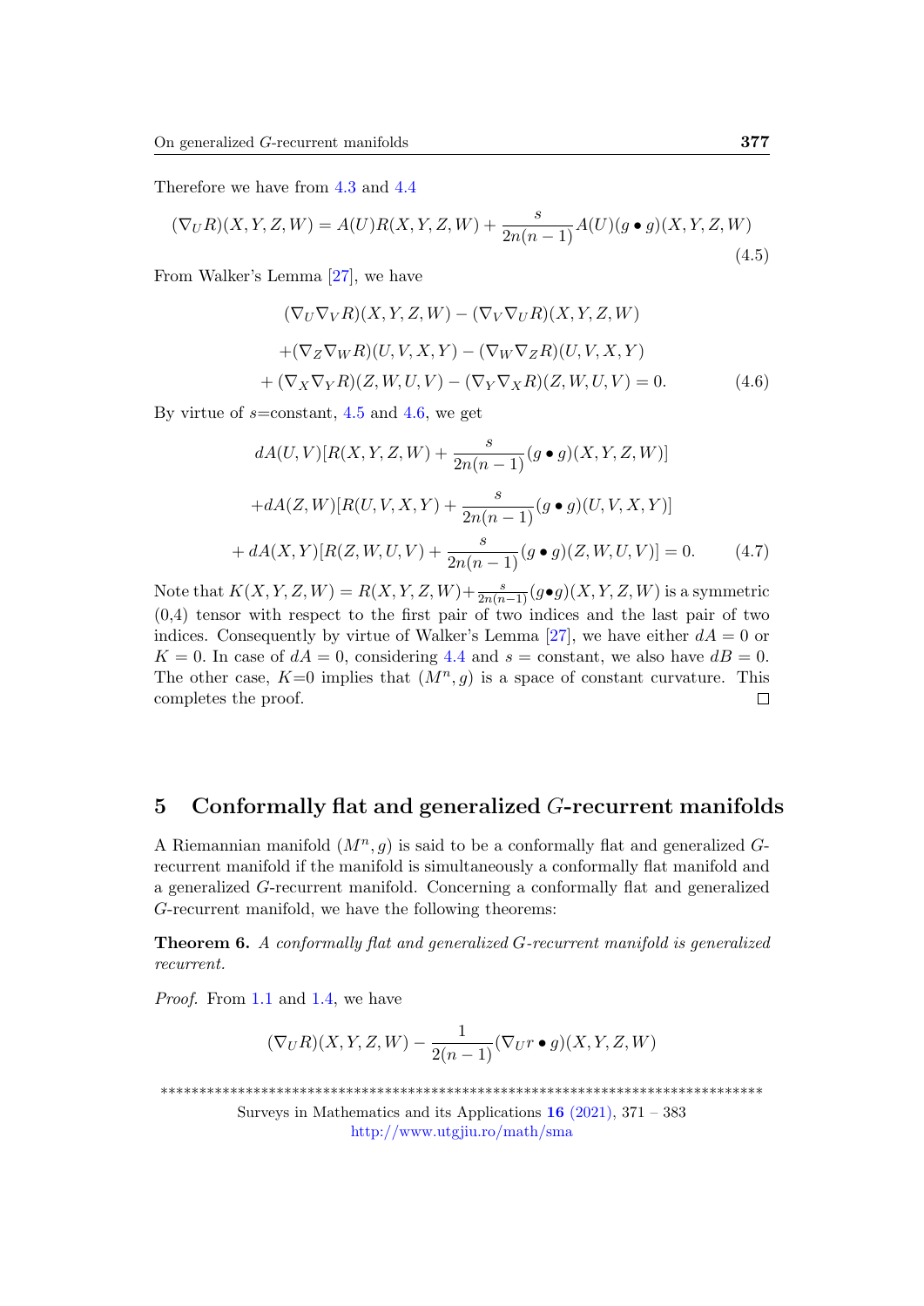Therefore we have from 4.3 and 4.4

$$(\nabla_U R)(X,Y,Z,W) = A(U)R(X,Y,Z,W) + \frac{s}{2n(n-1)}A(U)(g \bullet g)(X,Y,Z,W) \tag{4.5}$$

From Walker's Lemma [27], we have

$$\begin{aligned}
&(\nabla_U \nabla_V R)(X,Y,Z,W) - (\nabla_V \nabla_U R)(X,Y,Z,W) \\
&+(\nabla_Z \nabla_W R)(U,V,X,Y) - (\nabla_W \nabla_Z R)(U,V,X,Y) \\
&+ (\nabla_X \nabla_Y R)(Z,W,U,V) - (\nabla_Y \nabla_X R)(Z,W,U,V) = 0.
\end{aligned} \tag{4.6}$$

By virtue of $s$=constant, 4.5 and 4.6, we get

$$\begin{aligned}
&dA(U,V)[R(X,Y,Z,W) + \frac{s}{2n(n-1)}(g \bullet g)(X,Y,Z,W)] \\
&+dA(Z,W)[R(U,V,X,Y) + \frac{s}{2n(n-1)}(g \bullet g)(U,V,X,Y)] \\
&+ dA(X,Y)[R(Z,W,U,V) + \frac{s}{2n(n-1)}(g \bullet g)(Z,W,U,V)] = 0.
\end{aligned} \tag{4.7}$$

Note that $K(X,Y,Z,W) = R(X,Y,Z,W) + \frac{s}{2n(n-1)}(g \bullet g)(X,Y,Z,W)$ is a symmetric (0,4) tensor with respect to the first pair of two indices and the last pair of two indices. Consequently by virtue of Walker's Lemma [27], we have either $dA = 0$ or $K = 0$. In case of $dA = 0$, considering 4.4 and $s$ = constant, we also have $dB = 0$. The other case, $K$=0 implies that $(M^n, g)$ is a space of constant curvature. This completes the proof. □

## 5 Conformally flat and generalized $G$-recurrent manifolds

A Riemannian manifold $(M^n, g)$ is said to be a conformally flat and generalized $G$-recurrent manifold if the manifold is simultaneously a conformally flat manifold and a generalized $G$-recurrent manifold. Concerning a conformally flat and generalized $G$-recurrent manifold, we have the following theorems:

**Theorem 6.** *A conformally flat and generalized $G$-recurrent manifold is generalized recurrent.*

*Proof.* From 1.1 and 1.4, we have

$$(\nabla_U R)(X,Y,Z,W) - \frac{1}{2(n-1)}(\nabla_U r \bullet g)(X,Y,Z,W)$$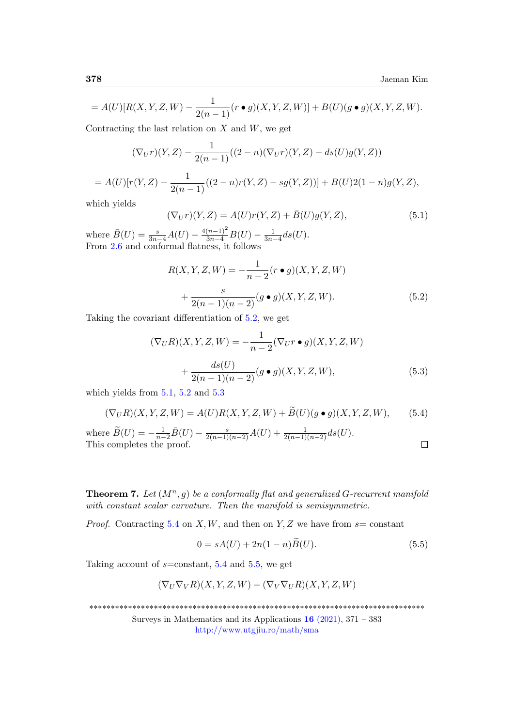$$= A(U)[R(X,Y,Z,W) - \frac{1}{2(n-1)}(r \bullet g)(X,Y,Z,W)] + B(U)(g \bullet g)(X,Y,Z,W).$$

Contracting the last relation on $X$ and $W$, we get

$$(\nabla_U r)(Y,Z) - \frac{1}{2(n-1)}((2-n)(\nabla_U r)(Y,Z) - ds(U)g(Y,Z))$$

$$= A(U)[r(Y,Z) - \frac{1}{2(n-1)}((2-n)r(Y,Z) - sg(Y,Z))] + B(U)2(1-n)g(Y,Z),$$

which yields

$$(\nabla_U r)(Y,Z) = A(U)r(Y,Z) + \bar{B}(U)g(Y,Z), \tag{5.1}$$

where $\bar{B}(U) = \frac{s}{3n-4}A(U) - \frac{4(n-1)^2}{3n-4}B(U) - \frac{1}{3n-4}ds(U)$.
From 2.6 and conformal flatness, it follows

$$R(X,Y,Z,W) = -\frac{1}{n-2}(r \bullet g)(X,Y,Z,W)$$
$$+ \frac{s}{2(n-1)(n-2)}(g \bullet g)(X,Y,Z,W). \tag{5.2}$$

Taking the covariant differentiation of 5.2, we get

$$(\nabla_U R)(X,Y,Z,W) = -\frac{1}{n-2}(\nabla_U r \bullet g)(X,Y,Z,W)$$
$$+ \frac{ds(U)}{2(n-1)(n-2)}(g \bullet g)(X,Y,Z,W), \tag{5.3}$$

which yields from 5.1, 5.2 and 5.3

$$(\nabla_U R)(X,Y,Z,W) = A(U)R(X,Y,Z,W) + \widetilde{B}(U)(g \bullet g)(X,Y,Z,W), \tag{5.4}$$

where $\widetilde{B}(U) = -\frac{1}{n-2}\bar{B}(U) - \frac{s}{2(n-1)(n-2)}A(U) + \frac{1}{2(n-1)(n-2)}ds(U)$.
This completes the proof. □

**Theorem 7.** *Let $(M^n, g)$ be a conformally flat and generalized G-recurrent manifold with constant scalar curvature. Then the manifold is semisymmetric.*

*Proof.* Contracting 5.4 on $X, W$, and then on $Y, Z$ we have from $s=$ constant

$$0 = sA(U) + 2n(1-n)\widetilde{B}(U). \tag{5.5}$$

Taking account of $s$=constant, 5.4 and 5.5, we get

$$(\nabla_U \nabla_V R)(X,Y,Z,W) - (\nabla_V \nabla_U R)(X,Y,Z,W)$$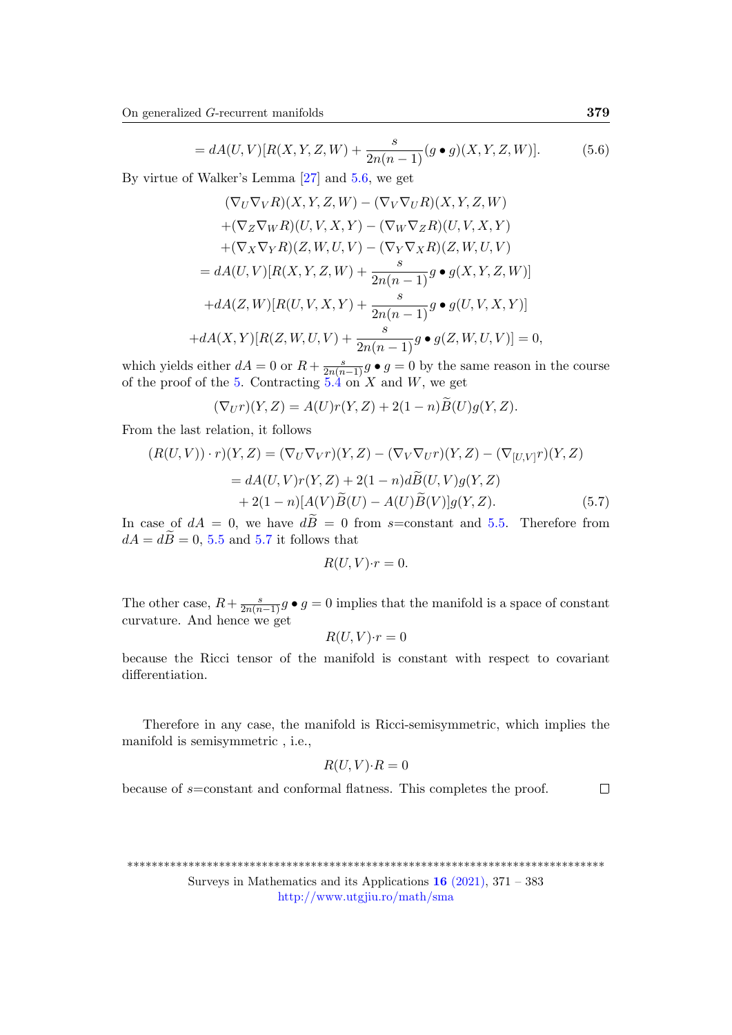$$= dA(U,V)[R(X,Y,Z,W) + \frac{s}{2n(n-1)}(g \bullet g)(X,Y,Z,W)]. \tag{5.6}$$

By virtue of Walker's Lemma [27] and 5.6, we get

$$\begin{aligned}
&(\nabla_U \nabla_V R)(X,Y,Z,W) - (\nabla_V \nabla_U R)(X,Y,Z,W) \\
&+(\nabla_Z \nabla_W R)(U,V,X,Y) - (\nabla_W \nabla_Z R)(U,V,X,Y) \\
&+(\nabla_X \nabla_Y R)(Z,W,U,V) - (\nabla_Y \nabla_X R)(Z,W,U,V) \\
&= dA(U,V)[R(X,Y,Z,W) + \frac{s}{2n(n-1)} g \bullet g(X,Y,Z,W)] \\
&+dA(Z,W)[R(U,V,X,Y) + \frac{s}{2n(n-1)} g \bullet g(U,V,X,Y)] \\
&+dA(X,Y)[R(Z,W,U,V) + \frac{s}{2n(n-1)} g \bullet g(Z,W,U,V)] = 0,
\end{aligned}$$

which yields either $dA = 0$ or $R + \frac{s}{2n(n-1)} g \bullet g = 0$ by the same reason in the course of the proof of the 5. Contracting 5.4 on $X$ and $W$, we get

$$(\nabla_U r)(Y,Z) = A(U)r(Y,Z) + 2(1-n)\widetilde{B}(U)g(Y,Z).$$

From the last relation, it follows

$$\begin{aligned}
(R(U,V)) \cdot r)(Y,Z) &= (\nabla_U \nabla_V r)(Y,Z) - (\nabla_V \nabla_U r)(Y,Z) - (\nabla_{[U,V]} r)(Y,Z) \\
&= dA(U,V)r(Y,Z) + 2(1-n)d\widetilde{B}(U,V)g(Y,Z) \\
&\quad + 2(1-n)[A(V)\widetilde{B}(U) - A(U)\widetilde{B}(V)]g(Y,Z).
\end{aligned} \tag{5.7}$$

In case of $dA = 0$, we have $d\widetilde{B} = 0$ from $s$=constant and 5.5. Therefore from $dA = d\widetilde{B} = 0$, 5.5 and 5.7 it follows that

$$R(U,V) \cdot r = 0.$$

The other case, $R + \frac{s}{2n(n-1)} g \bullet g = 0$ implies that the manifold is a space of constant curvature. And hence we get

$$R(U,V) \cdot r = 0$$

because the Ricci tensor of the manifold is constant with respect to covariant differentiation.

Therefore in any case, the manifold is Ricci-semisymmetric, which implies the manifold is semisymmetric , i.e.,

$$R(U,V) \cdot R = 0$$

because of $s$=constant and conformal flatness. This completes the proof. □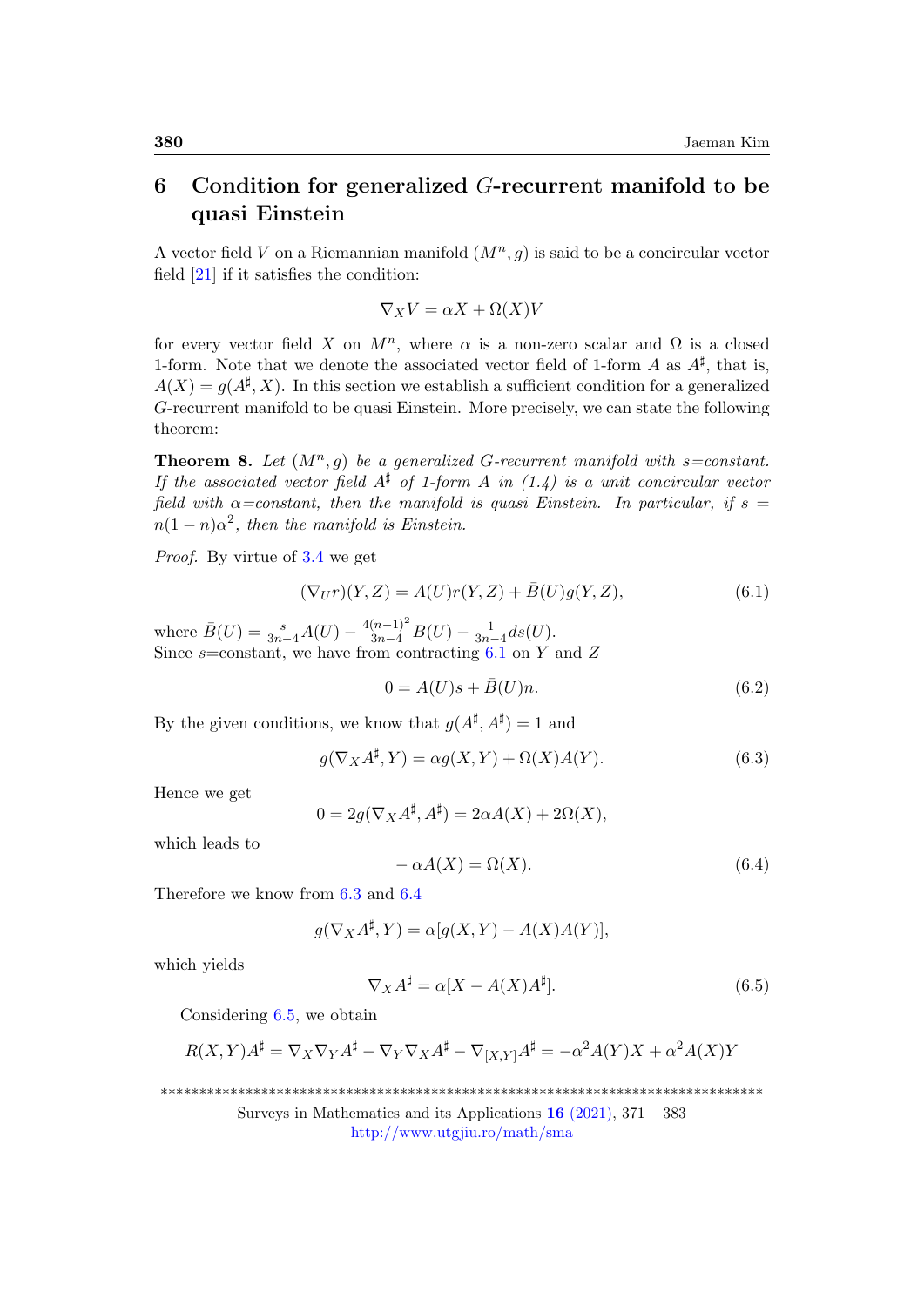## 6 Condition for generalized $G$-recurrent manifold to be quasi Einstein

A vector field $V$ on a Riemannian manifold $(M^n, g)$ is said to be a concircular vector field [21] if it satisfies the condition:

$$\nabla_X V = \alpha X + \Omega(X)V$$

for every vector field $X$ on $M^n$, where $\alpha$ is a non-zero scalar and $\Omega$ is a closed 1-form. Note that we denote the associated vector field of 1-form $A$ as $A^\sharp$, that is, $A(X) = g(A^\sharp, X)$. In this section we establish a sufficient condition for a generalized $G$-recurrent manifold to be quasi Einstein. More precisely, we can state the following theorem:

**Theorem 8.** *Let $(M^n, g)$ be a generalized $G$-recurrent manifold with $s$=constant. If the associated vector field $A^\sharp$ of 1-form $A$ in (1.4) is a unit concircular vector field with $\alpha$=constant, then the manifold is quasi Einstein. In particular, if $s = n(1-n)\alpha^2$, then the manifold is Einstein.*

*Proof.* By virtue of 3.4 we get

$$(\nabla_U r)(Y, Z) = A(U)r(Y, Z) + \bar{B}(U)g(Y, Z), \tag{6.1}$$

where $\bar{B}(U) = \frac{s}{3n-4}A(U) - \frac{4(n-1)^2}{3n-4}B(U) - \frac{1}{3n-4}ds(U)$.
Since $s$=constant, we have from contracting 6.1 on $Y$ and $Z$

$$0 = A(U)s + \bar{B}(U)n. \tag{6.2}$$

By the given conditions, we know that $g(A^\sharp, A^\sharp) = 1$ and

$$g(\nabla_X A^\sharp, Y) = \alpha g(X, Y) + \Omega(X)A(Y). \tag{6.3}$$

Hence we get

$$0 = 2g(\nabla_X A^\sharp, A^\sharp) = 2\alpha A(X) + 2\Omega(X),$$

which leads to

$$-\alpha A(X) = \Omega(X). \tag{6.4}$$

Therefore we know from 6.3 and 6.4

$$g(\nabla_X A^\sharp, Y) = \alpha[g(X, Y) - A(X)A(Y)],$$

which yields

$$\nabla_X A^\sharp = \alpha[X - A(X)A^\sharp]. \tag{6.5}$$

Considering 6.5, we obtain

$$R(X, Y)A^\sharp = \nabla_X \nabla_Y A^\sharp - \nabla_Y \nabla_X A^\sharp - \nabla_{[X,Y]}A^\sharp = -\alpha^2 A(Y)X + \alpha^2 A(X)Y$$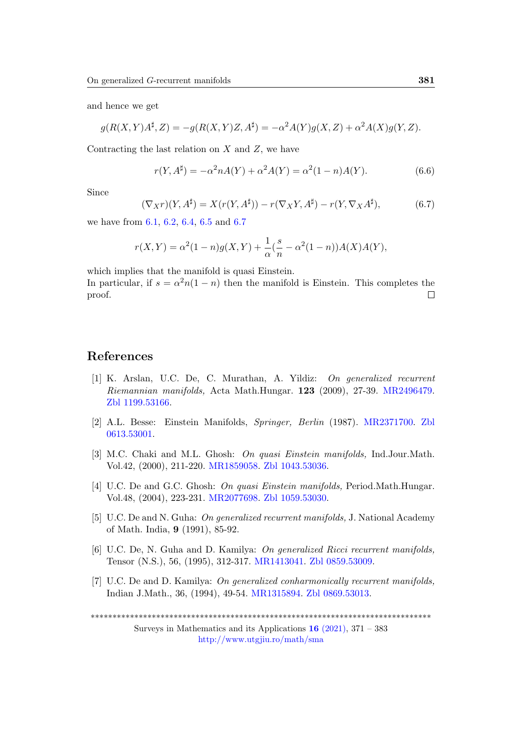and hence we get

$$g(R(X,Y)A^{\sharp},Z) = -g(R(X,Y)Z,A^{\sharp}) = -\alpha^2 A(Y)g(X,Z) + \alpha^2 A(X)g(Y,Z).$$

Contracting the last relation on $X$ and $Z$, we have

$$r(Y,A^{\sharp}) = -\alpha^2 nA(Y) + \alpha^2 A(Y) = \alpha^2(1-n)A(Y). \tag{6.6}$$

Since

$$(\nabla_X r)(Y,A^{\sharp}) = X(r(Y,A^{\sharp})) - r(\nabla_X Y,A^{\sharp}) - r(Y,\nabla_X A^{\sharp}), \tag{6.7}$$

we have from 6.1, 6.2, 6.4, 6.5 and 6.7

$$r(X,Y) = \alpha^2(1-n)g(X,Y) + \frac{1}{\alpha}(\frac{s}{n} - \alpha^2(1-n))A(X)A(Y),$$

which implies that the manifold is quasi Einstein.
In particular, if $s = \alpha^2 n(1-n)$ then the manifold is Einstein. This completes the proof. □

## References

[1] K. Arslan, U.C. De, C. Murathan, A. Yildiz: *On generalized recurrent Riemannian manifolds,* Acta Math.Hungar. **123** (2009), 27-39. MR2496479. Zbl 1199.53166.

[2] A.L. Besse: Einstein Manifolds, *Springer, Berlin* (1987). MR2371700. Zbl 0613.53001.

[3] M.C. Chaki and M.L. Ghosh: *On quasi Einstein manifolds,* Ind.Jour.Math. Vol.42, (2000), 211-220. MR1859058. Zbl 1043.53036.

[4] U.C. De and G.C. Ghosh: *On quasi Einstein manifolds,* Period.Math.Hungar. Vol.48, (2004), 223-231. MR2077698. Zbl 1059.53030.

[5] U.C. De and N. Guha: *On generalized recurrent manifolds,* J. National Academy of Math. India, **9** (1991), 85-92.

[6] U.C. De, N. Guha and D. Kamilya: *On generalized Ricci recurrent manifolds,* Tensor (N.S.), 56, (1995), 312-317. MR1413041. Zbl 0859.53009.

[7] U.C. De and D. Kamilya: *On generalized conharmonically recurrent manifolds,* Indian J.Math., 36, (1994), 49-54. MR1315894. Zbl 0869.53013.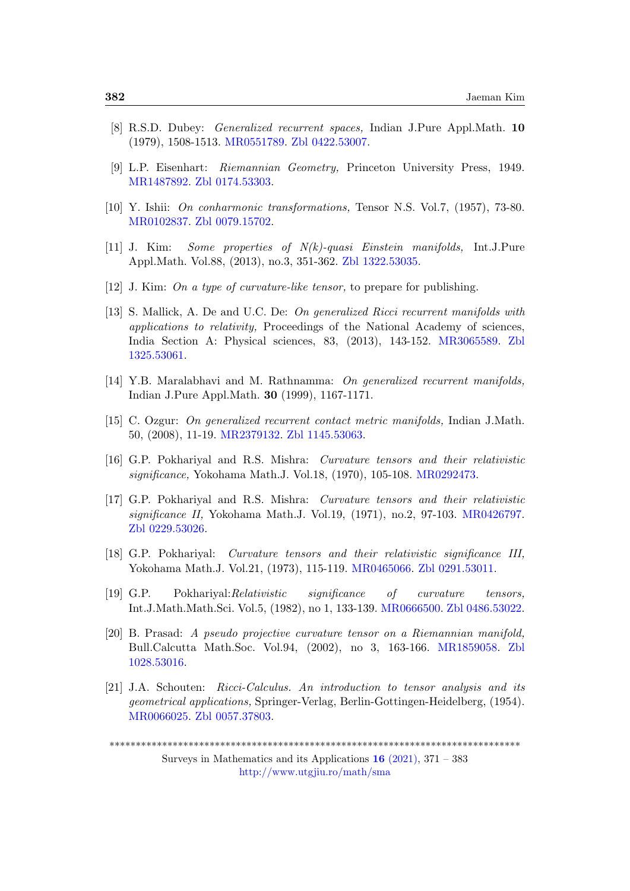[8] R.S.D. Dubey: *Generalized recurrent spaces,* Indian J.Pure Appl.Math. **10** (1979), 1508-1513. MR0551789. Zbl 0422.53007.

[9] L.P. Eisenhart: *Riemannian Geometry,* Princeton University Press, 1949. MR1487892. Zbl 0174.53303.

[10] Y. Ishii: *On conharmonic transformations,* Tensor N.S. Vol.7, (1957), 73-80. MR0102837. Zbl 0079.15702.

[11] J. Kim: *Some properties of N(k)-quasi Einstein manifolds,* Int.J.Pure Appl.Math. Vol.88, (2013), no.3, 351-362. Zbl 1322.53035.

[12] J. Kim: *On a type of curvature-like tensor,* to prepare for publishing.

[13] S. Mallick, A. De and U.C. De: *On generalized Ricci recurrent manifolds with applications to relativity,* Proceedings of the National Academy of sciences, India Section A: Physical sciences, 83, (2013), 143-152. MR3065589. Zbl 1325.53061.

[14] Y.B. Maralabhavi and M. Rathnamma: *On generalized recurrent manifolds,* Indian J.Pure Appl.Math. **30** (1999), 1167-1171.

[15] C. Ozgur: *On generalized recurrent contact metric manifolds,* Indian J.Math. 50, (2008), 11-19. MR2379132. Zbl 1145.53063.

[16] G.P. Pokhariyal and R.S. Mishra: *Curvature tensors and their relativistic significance,* Yokohama Math.J. Vol.18, (1970), 105-108. MR0292473.

[17] G.P. Pokhariyal and R.S. Mishra: *Curvature tensors and their relativistic significance II,* Yokohama Math.J. Vol.19, (1971), no.2, 97-103. MR0426797. Zbl 0229.53026.

[18] G.P. Pokhariyal: *Curvature tensors and their relativistic significance III,* Yokohama Math.J. Vol.21, (1973), 115-119. MR0465066. Zbl 0291.53011.

[19] G.P. Pokhariyal:*Relativistic significance of curvature tensors,* Int.J.Math.Math.Sci. Vol.5, (1982), no 1, 133-139. MR0666500. Zbl 0486.53022.

[20] B. Prasad: *A pseudo projective curvature tensor on a Riemannian manifold,* Bull.Calcutta Math.Soc. Vol.94, (2002), no 3, 163-166. MR1859058. Zbl 1028.53016.

[21] J.A. Schouten: *Ricci-Calculus. An introduction to tensor analysis and its geometrical applications,* Springer-Verlag, Berlin-Gottingen-Heidelberg, (1954). MR0066025. Zbl 0057.37803.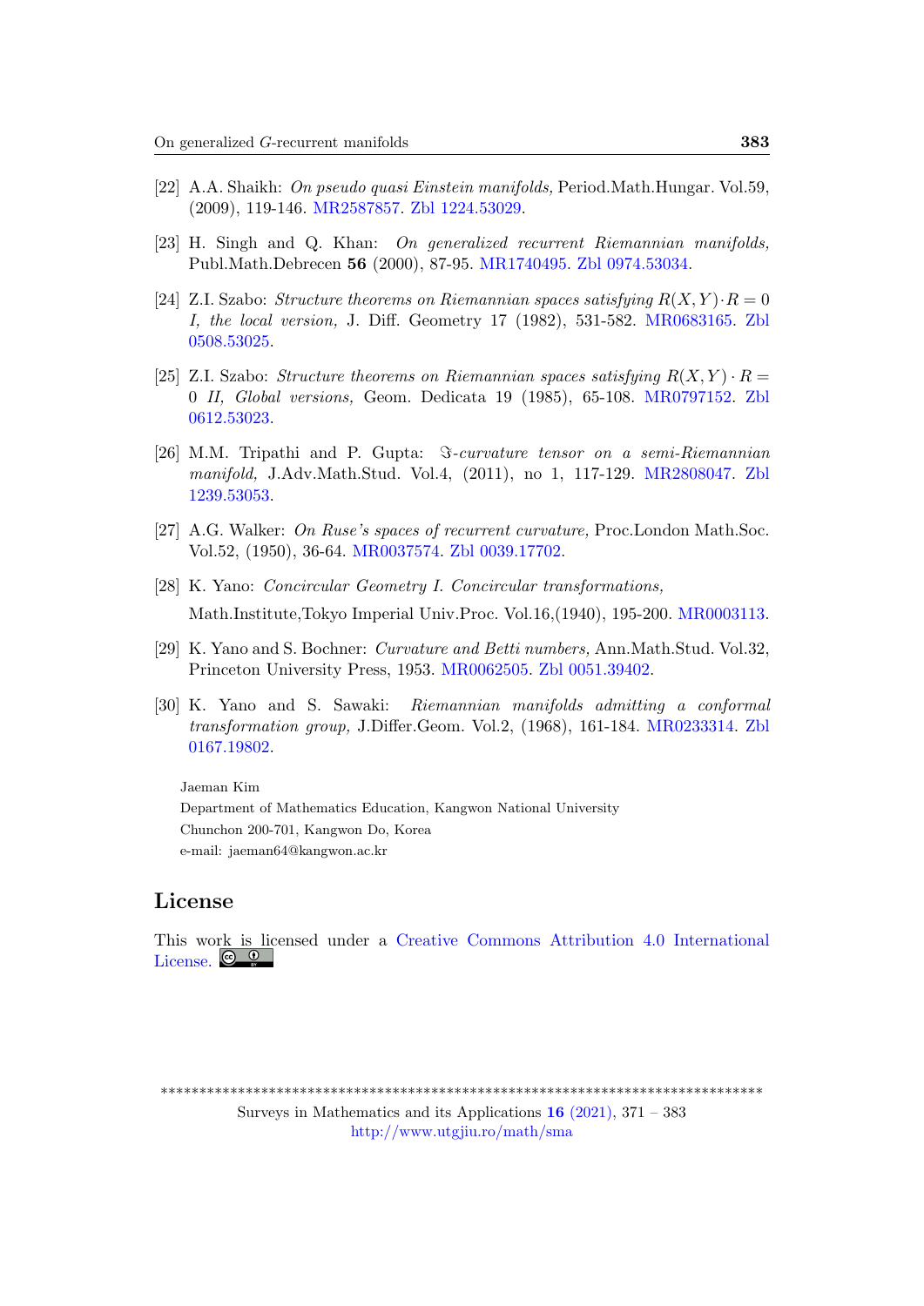[22] A.A. Shaikh: *On pseudo quasi Einstein manifolds,* Period.Math.Hungar. Vol.59, (2009), 119-146. MR2587857. Zbl 1224.53029.

[23] H. Singh and Q. Khan: *On generalized recurrent Riemannian manifolds,* Publ.Math.Debrecen **56** (2000), 87-95. MR1740495. Zbl 0974.53034.

[24] Z.I. Szabo: *Structure theorems on Riemannian spaces satisfying* $R(X, Y) \cdot R = 0$ *I, the local version,* J. Diff. Geometry 17 (1982), 531-582. MR0683165. Zbl 0508.53025.

[25] Z.I. Szabo: *Structure theorems on Riemannian spaces satisfying* $R(X, Y) \cdot R = 0$ *II, Global versions,* Geom. Dedicata 19 (1985), 65-108. MR0797152. Zbl 0612.53023.

[26] M.M. Tripathi and P. Gupta: *$\Im$-curvature tensor on a semi-Riemannian manifold,* J.Adv.Math.Stud. Vol.4, (2011), no 1, 117-129. MR2808047. Zbl 1239.53053.

[27] A.G. Walker: *On Ruse's spaces of recurrent curvature,* Proc.London Math.Soc. Vol.52, (1950), 36-64. MR0037574. Zbl 0039.17702.

[28] K. Yano: *Concircular Geometry I. Concircular transformations,* Math.Institute,Tokyo Imperial Univ.Proc. Vol.16,(1940), 195-200. MR0003113.

[29] K. Yano and S. Bochner: *Curvature and Betti numbers,* Ann.Math.Stud. Vol.32, Princeton University Press, 1953. MR0062505. Zbl 0051.39402.

[30] K. Yano and S. Sawaki: *Riemannian manifolds admitting a conformal transformation group,* J.Differ.Geom. Vol.2, (1968), 161-184. MR0233314. Zbl 0167.19802.

Jaeman Kim
Department of Mathematics Education, Kangwon National University
Chunchon 200-701, Kangwon Do, Korea
e-mail: jaeman64@kangwon.ac.kr

## License

This work is licensed under a Creative Commons Attribution 4.0 International License.